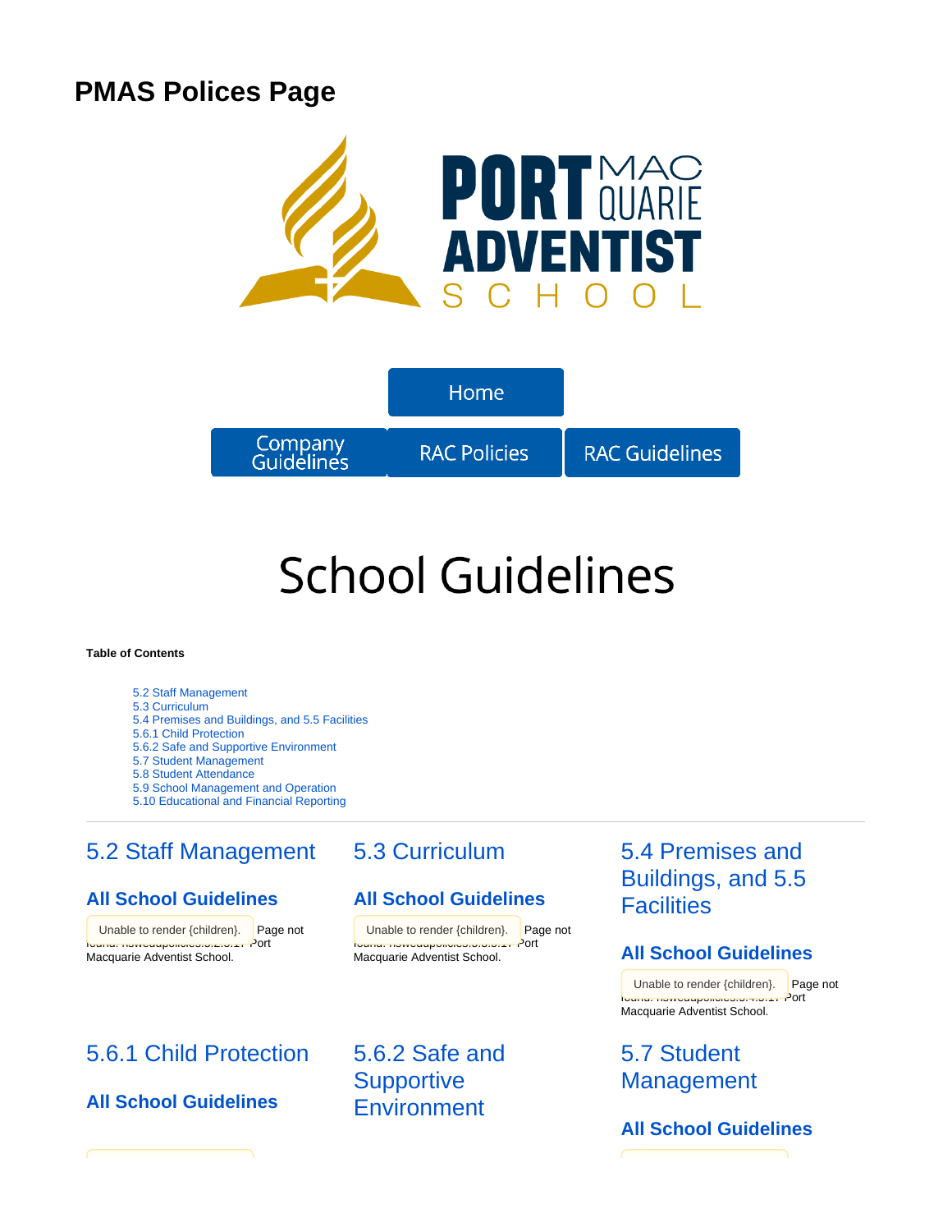# PMAS Polices Page

PORT MACQUARIE ADVENTIST SCHOOL

Home

Company Guidelines | RAC Policies | RAC Guidelines

# School Guidelines

**Table of Contents**

- 5.2 Staff Management
- 5.3 Curriculum
- 5.4 Premises and Buildings, and 5.5 Facilities
- 5.6.1 Child Protection
- 5.6.2 Safe and Supportive Environment
- 5.7 Student Management
- 5.8 Student Attendance
- 5.9 School Management and Operation
- 5.10 Educational and Financial Reporting

---

## 5.2 Staff Management

### All School Guidelines

Unable to render {children}. Page not found: nswedupolicies:5.2.5.17 Port Macquarie Adventist School.

## 5.3 Curriculum

### All School Guidelines

Unable to render {children}. Page not found: nswedupolicies:5.3.5.17 Port Macquarie Adventist School.

## 5.4 Premises and Buildings, and 5.5 Facilities

### All School Guidelines

Unable to render {children}. Page not found: nswedupolicies:5.4.5.17 Port Macquarie Adventist School.

## 5.6.1 Child Protection

### All School Guidelines

## 5.6.2 Safe and Supportive Environment

## 5.7 Student Management

### All School Guidelines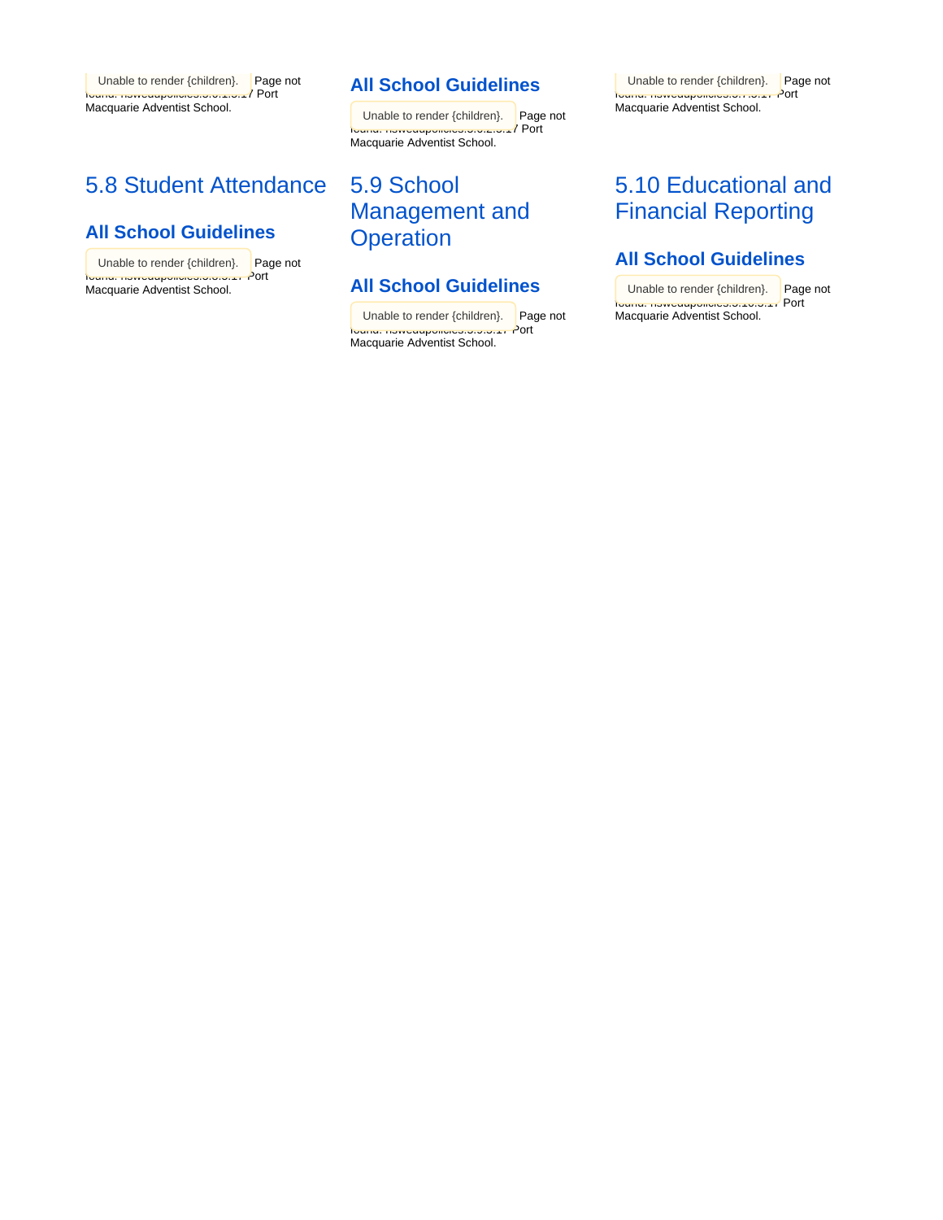Unable to render {children}. Page not found: nswedupolicies:5:6:1:3:17 Port Macquarie Adventist School.

## All School Guidelines

Unable to render {children}. Page not found: nswedupolicies:5:6:2:3:17 Port Macquarie Adventist School.

Unable to render {children}. Page not found: nswedupolicies:5:7:3:17 Port Macquarie Adventist School.

# 5.8 Student Attendance

## All School Guidelines

Unable to render {children}. Page not found: nswedupolicies:5:8:3:17 Port Macquarie Adventist School.

# 5.9 School Management and Operation

## All School Guidelines

Unable to render {children}. Page not found: nswedupolicies:5:9:3:17 Port Macquarie Adventist School.

# 5.10 Educational and Financial Reporting

## All School Guidelines

Unable to render {children}. Page not found: nswedupolicies:5:10:3:17 Port Macquarie Adventist School.